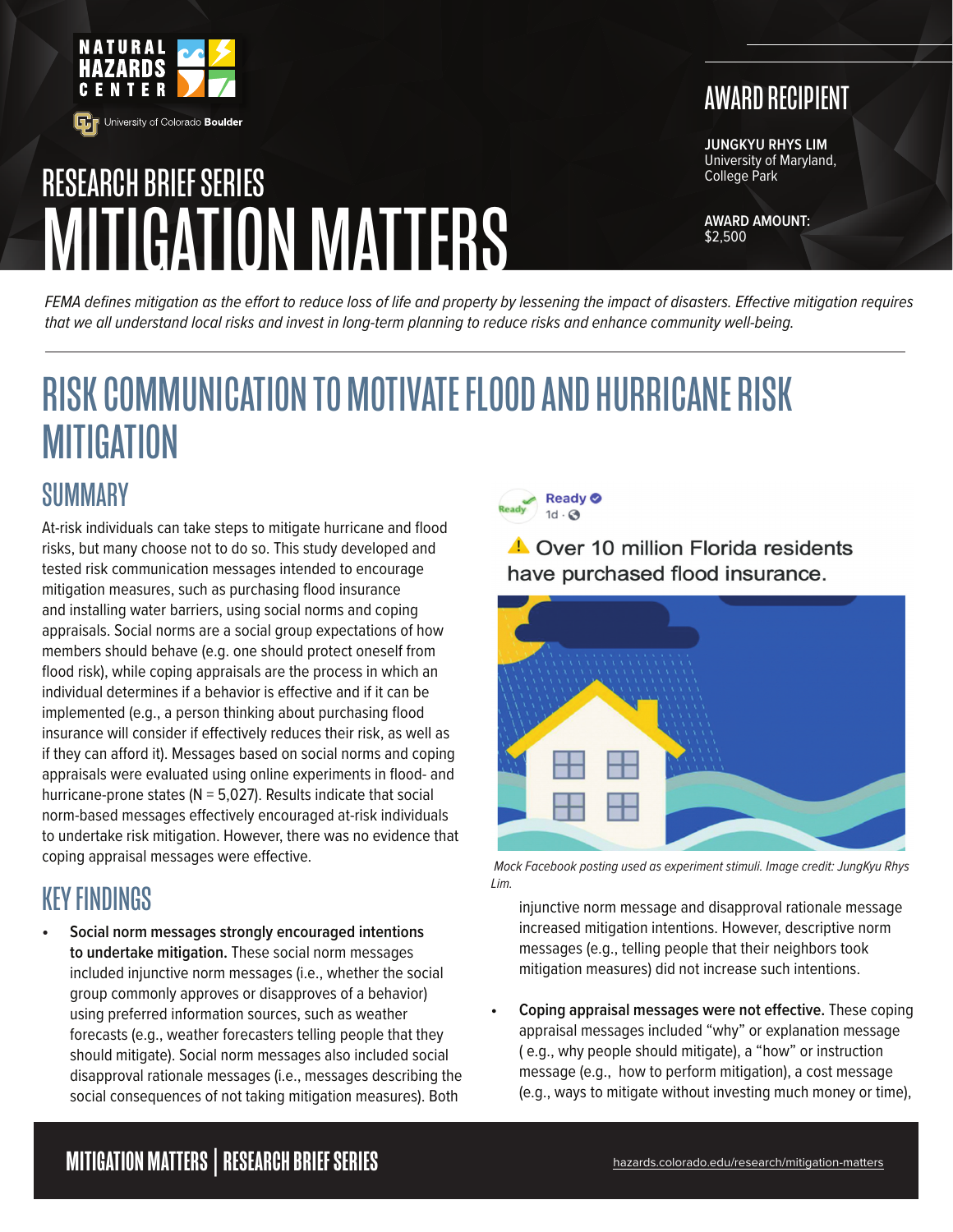# RESEARCH BRIEF SERIES
# MITIGATION MATTERS

## AWARD RECIPIENT

**JUNGKYU RHYS LIM**
University of Maryland, College Park

**AWARD AMOUNT:**
$2,500

*FEMA defines mitigation as the effort to reduce loss of life and property by lessening the impact of disasters. Effective mitigation requires that we all understand local risks and invest in long-term planning to reduce risks and enhance community well-being.*

---

# RISK COMMUNICATION TO MOTIVATE FLOOD AND HURRICANE RISK MITIGATION

## SUMMARY

At-risk individuals can take steps to mitigate hurricane and flood risks, but many choose not to do so. This study developed and tested risk communication messages intended to encourage mitigation measures, such as purchasing flood insurance and installing water barriers, using social norms and coping appraisals. Social norms are a social group expectations of how members should behave (e.g. one should protect oneself from flood risk), while coping appraisals are the process in which an individual determines if a behavior is effective and if it can be implemented (e.g., a person thinking about purchasing flood insurance will consider if effectively reduces their risk, as well as if they can afford it). Messages based on social norms and coping appraisals were evaluated using online experiments in flood- and hurricane-prone states (N = 5,027). Results indicate that social norm-based messages effectively encouraged at-risk individuals to undertake risk mitigation. However, there was no evidence that coping appraisal messages were effective.

Ready
1d ·

⚠️ Over 10 million Florida residents have purchased flood insurance.

*Mock Facebook posting used as experiment stimuli. Image credit: JungKyu Rhys Lim.*

## KEY FINDINGS

- **Social norm messages strongly encouraged intentions to undertake mitigation.** These social norm messages included injunctive norm messages (i.e., whether the social group commonly approves or disapproves of a behavior) using preferred information sources, such as weather forecasts (e.g., weather forecasters telling people that they should mitigate). Social norm messages also included social disapproval rationale messages (i.e., messages describing the social consequences of not taking mitigation measures). Both injunctive norm message and disapproval rationale message increased mitigation intentions. However, descriptive norm messages (e.g., telling people that their neighbors took mitigation measures) did not increase such intentions.

- **Coping appraisal messages were not effective.** These coping appraisal messages included "why" or explanation message ( e.g., why people should mitigate), a "how" or instruction message (e.g., how to perform mitigation), a cost message (e.g., ways to mitigate without investing much money or time),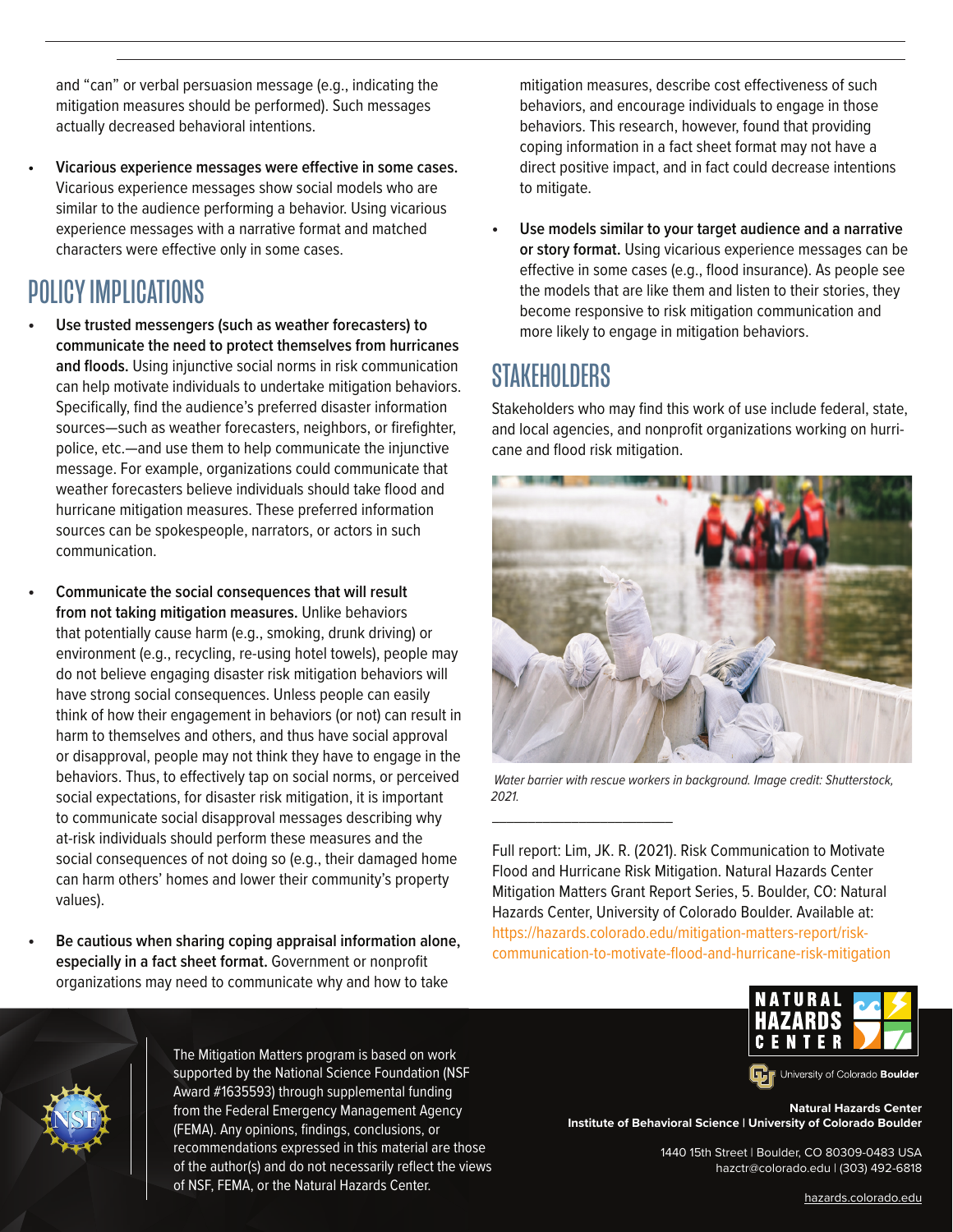and "can" or verbal persuasion message (e.g., indicating the mitigation measures should be performed). Such messages actually decreased behavioral intentions.

- **Vicarious experience messages were effective in some cases.** Vicarious experience messages show social models who are similar to the audience performing a behavior. Using vicarious experience messages with a narrative format and matched characters were effective only in some cases.

## POLICY IMPLICATIONS

- **Use trusted messengers (such as weather forecasters) to communicate the need to protect themselves from hurricanes and floods.** Using injunctive social norms in risk communication can help motivate individuals to undertake mitigation behaviors. Specifically, find the audience's preferred disaster information sources—such as weather forecasters, neighbors, or firefighter, police, etc.—and use them to help communicate the injunctive message. For example, organizations could communicate that weather forecasters believe individuals should take flood and hurricane mitigation measures. These preferred information sources can be spokespeople, narrators, or actors in such communication.

- **Communicate the social consequences that will result from not taking mitigation measures.** Unlike behaviors that potentially cause harm (e.g., smoking, drunk driving) or environment (e.g., recycling, re-using hotel towels), people may do not believe engaging disaster risk mitigation behaviors will have strong social consequences. Unless people can easily think of how their engagement in behaviors (or not) can result in harm to themselves and others, and thus have social approval or disapproval, people may not think they have to engage in the behaviors. Thus, to effectively tap on social norms, or perceived social expectations, for disaster risk mitigation, it is important to communicate social disapproval messages describing why at-risk individuals should perform these measures and the social consequences of not doing so (e.g., their damaged home can harm others' homes and lower their community's property values).

- **Be cautious when sharing coping appraisal information alone, especially in a fact sheet format.** Government or nonprofit organizations may need to communicate why and how to take mitigation measures, describe cost effectiveness of such behaviors, and encourage individuals to engage in those behaviors. This research, however, found that providing coping information in a fact sheet format may not have a direct positive impact, and in fact could decrease intentions to mitigate.

- **Use models similar to your target audience and a narrative or story format.** Using vicarious experience messages can be effective in some cases (e.g., flood insurance). As people see the models that are like them and listen to their stories, they become responsive to risk mitigation communication and more likely to engage in mitigation behaviors.

## STAKEHOLDERS

Stakeholders who may find this work of use include federal, state, and local agencies, and nonprofit organizations working on hurricane and flood risk mitigation.

*Water barrier with rescue workers in background. Image credit: Shutterstock, 2021.*

Full report: Lim, JK. R. (2021). Risk Communication to Motivate Flood and Hurricane Risk Mitigation. Natural Hazards Center Mitigation Matters Grant Report Series, 5. Boulder, CO: Natural Hazards Center, University of Colorado Boulder. Available at: https://hazards.colorado.edu/mitigation-matters-report/risk-communication-to-motivate-flood-and-hurricane-risk-mitigation

The Mitigation Matters program is based on work supported by the National Science Foundation (NSF Award #1635593) through supplemental funding from the Federal Emergency Management Agency (FEMA). Any opinions, findings, conclusions, or recommendations expressed in this material are those of the author(s) and do not necessarily reflect the views of NSF, FEMA, or the Natural Hazards Center.

NATURAL HAZARDS CENTER

University of Colorado **Boulder**

**Natural Hazards Center**
**Institute of Behavioral Science | University of Colorado Boulder**

1440 15th Street | Boulder, CO 80309-0483 USA
hazctr@colorado.edu | (303) 492-6818

hazards.colorado.edu